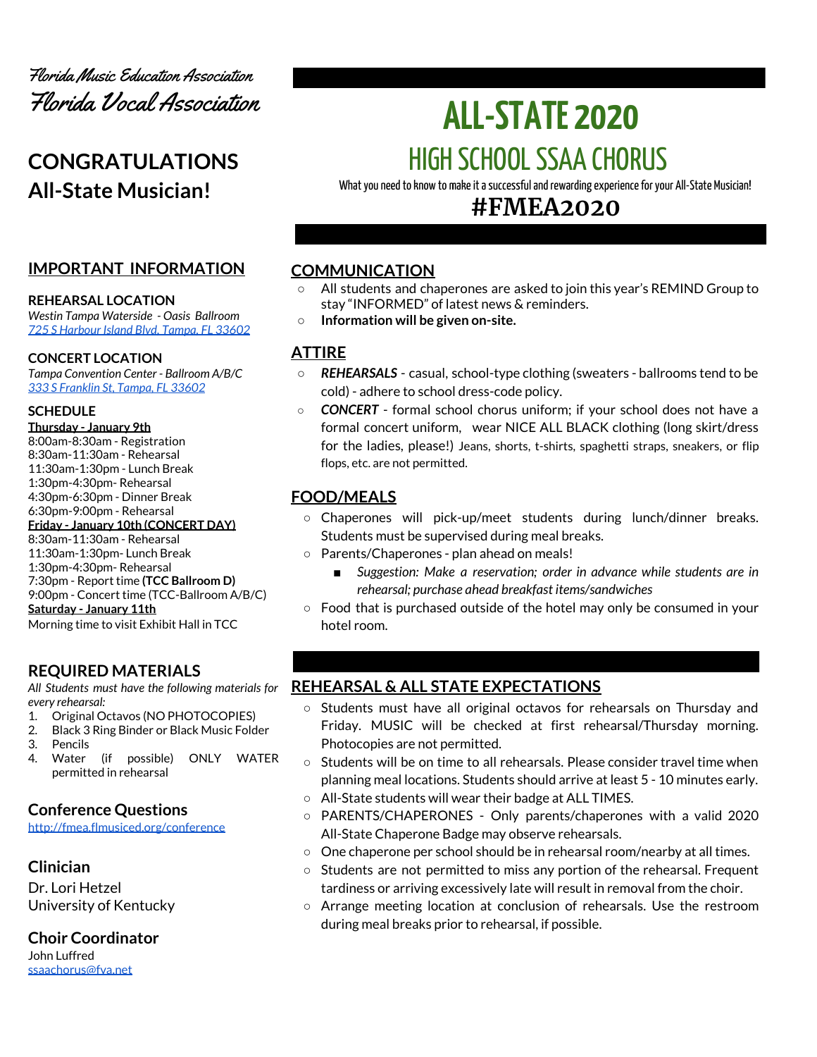Florida Music Education Association

Florida Vocal Association

# CONGRATULATIONS All-State Musician!

# ALL-STATE 2020

## HIGH SCHOOL SSAA CHORUS

What you need to know to make it a successful and rewarding experience for your All-State Musician!

## #FMEA2020

## IMPORTANT INFORMATION

**REHEARSAL LOCATION**

*Westin Tampa Waterside - Oasis Ballroom*

[725 S Harbour Island Blvd, Tampa, FL 33602](#)

**CONCERT LOCATION**

*Tampa Convention Center - Ballroom A/B/C*

[333 S Franklin St, Tampa, FL 33602](#)

**SCHEDULE**

**Thursday - January 9th**

8:00am-8:30am - Registration
8:30am-11:30am - Rehearsal
11:30am-1:30pm - Lunch Break
1:30pm-4:30pm- Rehearsal
4:30pm-6:30pm - Dinner Break
6:30pm-9:00pm - Rehearsal

**Friday - January 10th (CONCERT DAY)**

8:30am-11:30am - Rehearsal
11:30am-1:30pm- Lunch Break
1:30pm-4:30pm- Rehearsal
7:30pm - Report time **(TCC Ballroom D)**
9:00pm - Concert time (TCC-Ballroom A/B/C)

**Saturday - January 11th**

Morning time to visit Exhibit Hall in TCC

## REQUIRED MATERIALS

*All Students must have the following materials for every rehearsal:*

1. Original Octavos (NO PHOTOCOPIES)
2. Black 3 Ring Binder or Black Music Folder
3. Pencils
4. Water (if possible) ONLY WATER permitted in rehearsal

## Conference Questions

http://fmea.flmusiced.org/conference

## Clinician

Dr. Lori Hetzel
University of Kentucky

## Choir Coordinator

John Luffred
ssaachorus@fva.net

## COMMUNICATION

- All students and chaperones are asked to join this year's REMIND Group to stay "INFORMED" of latest news & reminders.
- **Information will be given on-site.**

## ATTIRE

- ***REHEARSALS*** - casual, school-type clothing (sweaters - ballrooms tend to be cold) - adhere to school dress-code policy.
- ***CONCERT*** - formal school chorus uniform; if your school does not have a formal concert uniform, wear NICE ALL BLACK clothing (long skirt/dress for the ladies, please!) Jeans, shorts, t-shirts, spaghetti straps, sneakers, or flip flops, etc. are not permitted.

## FOOD/MEALS

- Chaperones will pick-up/meet students during lunch/dinner breaks. Students must be supervised during meal breaks.
- Parents/Chaperones - plan ahead on meals!
  - *Suggestion: Make a reservation; order in advance while students are in rehearsal; purchase ahead breakfast items/sandwiches*
- Food that is purchased outside of the hotel may only be consumed in your hotel room.

## REHEARSAL & ALL STATE EXPECTATIONS

- Students must have all original octavos for rehearsals on Thursday and Friday. MUSIC will be checked at first rehearsal/Thursday morning. Photocopies are not permitted.
- Students will be on time to all rehearsals. Please consider travel time when planning meal locations. Students should arrive at least 5 - 10 minutes early.
- All-State students will wear their badge at ALL TIMES.
- PARENTS/CHAPERONES - Only parents/chaperones with a valid 2020 All-State Chaperone Badge may observe rehearsals.
- One chaperone per school should be in rehearsal room/nearby at all times.
- Students are not permitted to miss any portion of the rehearsal. Frequent tardiness or arriving excessively late will result in removal from the choir.
- Arrange meeting location at conclusion of rehearsals. Use the restroom during meal breaks prior to rehearsal, if possible.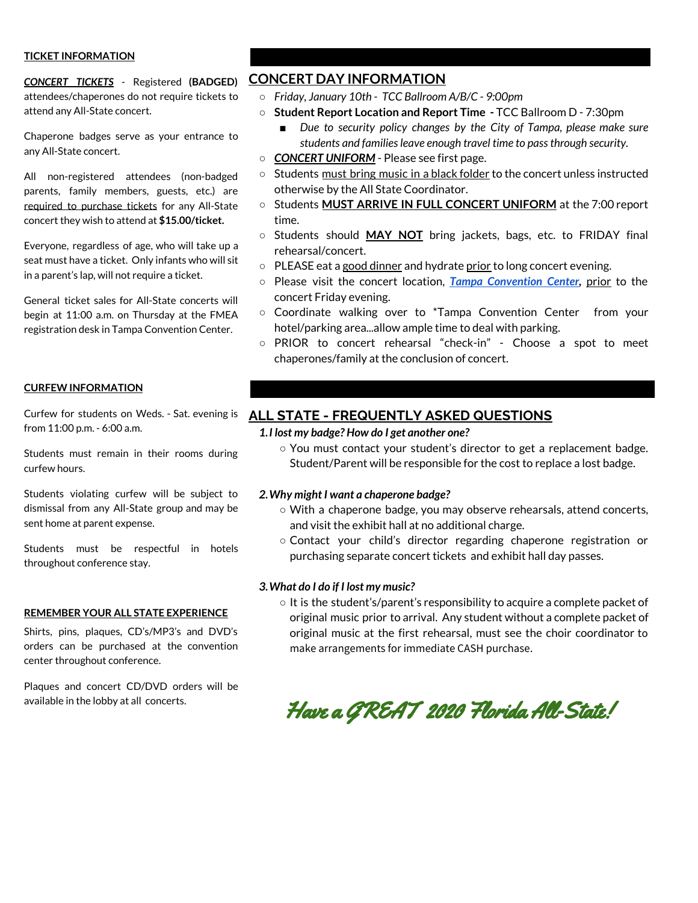**TICKET INFORMATION**

***CONCERT TICKETS*** - Registered **(BADGED)** attendees/chaperones do not require tickets to attend any All-State concert.

Chaperone badges serve as your entrance to any All-State concert.

All non-registered attendees (non-badged parents, family members, guests, etc.) are required to purchase tickets for any All-State concert they wish to attend at **$15.00/ticket.**

Everyone, regardless of age, who will take up a seat must have a ticket. Only infants who will sit in a parent's lap, will not require a ticket.

General ticket sales for All-State concerts will begin at 11:00 a.m. on Thursday at the FMEA registration desk in Tampa Convention Center.

**CURFEW INFORMATION**

Curfew for students on Weds. - Sat. evening is from 11:00 p.m. - 6:00 a.m.

Students must remain in their rooms during curfew hours.

Students violating curfew will be subject to dismissal from any All-State group and may be sent home at parent expense.

Students must be respectful in hotels throughout conference stay.

**REMEMBER YOUR ALL STATE EXPERIENCE**

Shirts, pins, plaques, CD's/MP3's and DVD's orders can be purchased at the convention center throughout conference.

Plaques and concert CD/DVD orders will be available in the lobby at all concerts.

## CONCERT DAY INFORMATION

- *Friday, January 10th - TCC Ballroom A/B/C - 9:00pm*
- **Student Report Location and Report Time -** TCC Ballroom D - 7:30pm
  - *Due to security policy changes by the City of Tampa, please make sure students and families leave enough travel time to pass through security.*
- ***CONCERT UNIFORM*** - Please see first page.
- Students must bring music in a black folder to the concert unless instructed otherwise by the All State Coordinator.
- Students **MUST ARRIVE IN FULL CONCERT UNIFORM** at the 7:00 report time.
- Students should **MAY NOT** bring jackets, bags, etc. to FRIDAY final rehearsal/concert.
- PLEASE eat a good dinner and hydrate prior to long concert evening.
- Please visit the concert location, ***Tampa Convention Center***, prior to the concert Friday evening.
- Coordinate walking over to *Tampa Convention Center from your hotel/parking area...allow ample time to deal with parking.
- PRIOR to concert rehearsal "check-in" - Choose a spot to meet chaperones/family at the conclusion of concert.

## ALL STATE - FREQUENTLY ASKED QUESTIONS

***1. I lost my badge? How do I get another one?***

- You must contact your student's director to get a replacement badge. Student/Parent will be responsible for the cost to replace a lost badge.

***2. Why might I want a chaperone badge?***

- With a chaperone badge, you may observe rehearsals, attend concerts, and visit the exhibit hall at no additional charge.
- Contact your child's director regarding chaperone registration or purchasing separate concert tickets and exhibit hall day passes.

***3. What do I do if I lost my music?***

- It is the student's/parent's responsibility to acquire a complete packet of original music prior to arrival. Any student without a complete packet of original music at the first rehearsal, must see the choir coordinator to make arrangements for immediate CASH purchase.

*Have a GREAT 2020 Florida All-State!*